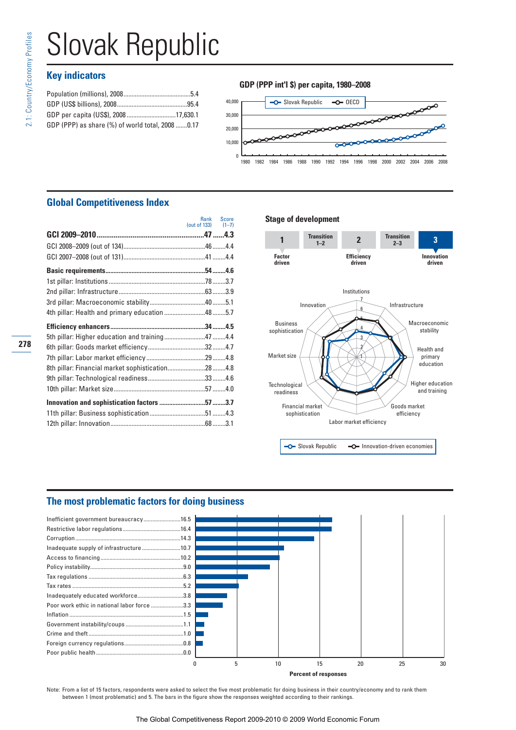# Slovak Republic

## Key indicators

Population (millions), 2008........................................5.4
GDP (US$ billions), 2008...........................................95.4
GDP per capita (US$), 2008..............................17,630.1
GDP (PPP) as share (%) of world total, 2008 .......0.17

**GDP (PPP int'l $) per capita, 1980–2008**

## Global Competitiveness Index

| | Rank (out of 133) | Score (1–7) |
|---|---|---|
| **GCI 2009–2010** | **47** | **4.3** |
| GCI 2008–2009 (out of 134) | 46 | 4.4 |
| GCI 2007–2008 (out of 131) | 41 | 4.4 |
| **Basic requirements** | **54** | **4.6** |
| 1st pillar: Institutions | 78 | 3.7 |
| 2nd pillar: Infrastructure | 63 | 3.9 |
| 3rd pillar: Macroeconomic stability | 40 | 5.1 |
| 4th pillar: Health and primary education | 48 | 5.7 |
| **Efficiency enhancers** | **34** | **4.5** |
| 5th pillar: Higher education and training | 47 | 4.4 |
| 6th pillar: Goods market efficiency | 32 | 4.7 |
| 7th pillar: Labor market efficiency | 29 | 4.8 |
| 8th pillar: Financial market sophistication | 28 | 4.8 |
| 9th pillar: Technological readiness | 33 | 4.6 |
| 10th pillar: Market size | 57 | 4.0 |
| **Innovation and sophistication factors** | **57** | **3.7** |
| 11th pillar: Business sophistication | 51 | 4.3 |
| 12th pillar: Innovation | 68 | 3.1 |

**Stage of development**

1 Factor driven — Transition 1–2 — 2 Efficiency driven — Transition 2–3 — **3 Innovation driven**

## The most problematic factors for doing business

| Factor | Percent of responses |
|---|---|
| Inefficient government bureaucracy | 16.5 |
| Restrictive labor regulations | 16.4 |
| Corruption | 14.3 |
| Inadequate supply of infrastructure | 10.7 |
| Access to financing | 10.2 |
| Policy instability | 9.0 |
| Tax regulations | 6.3 |
| Tax rates | 5.2 |
| Inadequately educated workforce | 3.8 |
| Poor work ethic in national labor force | 3.3 |
| Inflation | 1.5 |
| Government instability/coups | 1.1 |
| Crime and theft | 1.0 |
| Foreign currency regulations | 0.8 |
| Poor public health | 0.0 |

Note: From a list of 15 factors, respondents were asked to select the five most problematic for doing business in their country/economy and to rank them between 1 (most problematic) and 5. The bars in the figure show the responses weighted according to their rankings.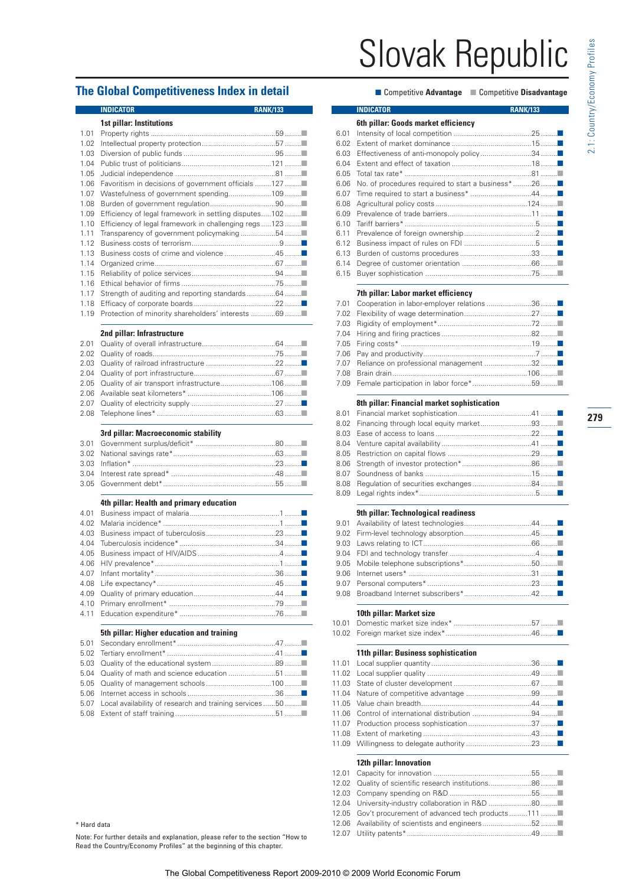# Slovak Republic

## The Global Competitiveness Index in detail

■ Competitive **Advantage** ■ Competitive **Disadvantage**

| | INDICATOR | RANK/133 | |
|---|---|---|---|
| | **1st pillar: Institutions** | | |
| 1.01 | Property rights | 59 | Disadvantage |
| 1.02 | Intellectual property protection | 57 | Disadvantage |
| 1.03 | Diversion of public funds | 95 | Disadvantage |
| 1.04 | Public trust of politicians | 121 | Disadvantage |
| 1.05 | Judicial independence | 81 | Disadvantage |
| 1.06 | Favoritism in decisions of government officials | 127 | Disadvantage |
| 1.07 | Wastefulness of government spending | 109 | Disadvantage |
| 1.08 | Burden of government regulation | 90 | Disadvantage |
| 1.09 | Efficiency of legal framework in settling disputes | 102 | Disadvantage |
| 1.10 | Efficiency of legal framework in challenging regs | 123 | Disadvantage |
| 1.11 | Transparency of government policymaking | 54 | Disadvantage |
| 1.12 | Business costs of terrorism | 9 | Advantage |
| 1.13 | Business costs of crime and violence | 45 | Advantage |
| 1.14 | Organized crime | 67 | Disadvantage |
| 1.15 | Reliability of police services | 94 | Disadvantage |
| 1.16 | Ethical behavior of firms | 75 | Disadvantage |
| 1.17 | Strength of auditing and reporting standards | 64 | Disadvantage |
| 1.18 | Efficacy of corporate boards | 22 | Advantage |
| 1.19 | Protection of minority shareholders' interests | 69 | Disadvantage |
| | **2nd pillar: Infrastructure** | | |
| 2.01 | Quality of overall infrastructure | 64 | Disadvantage |
| 2.02 | Quality of roads | 75 | Disadvantage |
| 2.03 | Quality of railroad infrastructure | 22 | Advantage |
| 2.04 | Quality of port infrastructure | 67 | Disadvantage |
| 2.05 | Quality of air transport infrastructure | 106 | Disadvantage |
| 2.06 | Available seat kilometers* | 106 | Disadvantage |
| 2.07 | Quality of electricity supply | 27 | Advantage |
| 2.08 | Telephone lines* | 63 | Disadvantage |
| | **3rd pillar: Macroeconomic stability** | | |
| 3.01 | Government surplus/deficit* | 80 | Disadvantage |
| 3.02 | National savings rate* | 63 | Disadvantage |
| 3.03 | Inflation* | 23 | Advantage |
| 3.04 | Interest rate spread* | 48 | Disadvantage |
| 3.05 | Government debt* | 55 | Disadvantage |
| | **4th pillar: Health and primary education** | | |
| 4.01 | Business impact of malaria | 1 | Advantage |
| 4.02 | Malaria incidence* | 1 | Advantage |
| 4.03 | Business impact of tuberculosis | 23 | Advantage |
| 4.04 | Tuberculosis incidence* | 34 | Advantage |
| 4.05 | Business impact of HIV/AIDS | 4 | Advantage |
| 4.06 | HIV prevalence* | 1 | Advantage |
| 4.07 | Infant mortality* | 36 | Advantage |
| 4.08 | Life expectancy* | 45 | Advantage |
| 4.09 | Quality of primary education | 44 | Advantage |
| 4.10 | Primary enrollment* | 79 | Disadvantage |
| 4.11 | Education expenditure* | 76 | Disadvantage |
| | **5th pillar: Higher education and training** | | |
| 5.01 | Secondary enrollment* | 47 | Disadvantage |
| 5.02 | Tertiary enrollment* | 41 | Advantage |
| 5.03 | Quality of the educational system | 89 | Disadvantage |
| 5.04 | Quality of math and science education | 51 | Disadvantage |
| 5.05 | Quality of management schools | 100 | Disadvantage |
| 5.06 | Internet access in schools | 36 | Advantage |
| 5.07 | Local availability of research and training services | 50 | Disadvantage |
| 5.08 | Extent of staff training | 51 | Disadvantage |
| | **6th pillar: Goods market efficiency** | | |
| 6.01 | Intensity of local competition | 25 | Advantage |
| 6.02 | Extent of market dominance | 15 | Advantage |
| 6.03 | Effectiveness of anti-monopoly policy | 34 | Advantage |
| 6.04 | Extent and effect of taxation | 18 | Advantage |
| 6.05 | Total tax rate* | 81 | Disadvantage |
| 6.06 | No. of procedures required to start a business* | 26 | Advantage |
| 6.07 | Time required to start a business* | 44 | Advantage |
| 6.08 | Agricultural policy costs | 124 | Disadvantage |
| 6.09 | Prevalence of trade barriers | 11 | Advantage |
| 6.10 | Tariff barriers* | 5 | Advantage |
| 6.11 | Prevalence of foreign ownership | 2 | Advantage |
| 6.12 | Business impact of rules on FDI | 5 | Advantage |
| 6.13 | Burden of customs procedures | 33 | Advantage |
| 6.14 | Degree of customer orientation | 66 | Disadvantage |
| 6.15 | Buyer sophistication | 75 | Disadvantage |
| | **7th pillar: Labor market efficiency** | | |
| 7.01 | Cooperation in labor-employer relations | 36 | Advantage |
| 7.02 | Flexibility of wage determination | 27 | Advantage |
| 7.03 | Rigidity of employment* | 72 | Disadvantage |
| 7.04 | Hiring and firing practices | 82 | Disadvantage |
| 7.05 | Firing costs* | 19 | Advantage |
| 7.06 | Pay and productivity | 7 | Advantage |
| 7.07 | Reliance on professional management | 32 | Advantage |
| 7.08 | Brain drain | 106 | Disadvantage |
| 7.09 | Female participation in labor force* | 59 | Disadvantage |
| | **8th pillar: Financial market sophistication** | | |
| 8.01 | Financial market sophistication | 41 | Advantage |
| 8.02 | Financing through local equity market | 93 | Disadvantage |
| 8.03 | Ease of access to loans | 22 | Advantage |
| 8.04 | Venture capital availability | 41 | Advantage |
| 8.05 | Restriction on capital flows | 29 | Advantage |
| 8.06 | Strength of investor protection* | 86 | Disadvantage |
| 8.07 | Soundness of banks | 15 | Advantage |
| 8.08 | Regulation of securities exchanges | 84 | Disadvantage |
| 8.09 | Legal rights index* | 5 | Advantage |
| | **9th pillar: Technological readiness** | | |
| 9.01 | Availability of latest technologies | 44 | Advantage |
| 9.02 | Firm-level technology absorption | 45 | Advantage |
| 9.03 | Laws relating to ICT | 66 | Disadvantage |
| 9.04 | FDI and technology transfer | 4 | Advantage |
| 9.05 | Mobile telephone subscriptions* | 50 | Disadvantage |
| 9.06 | Internet users* | 31 | Advantage |
| 9.07 | Personal computers* | 23 | Advantage |
| 9.08 | Broadband Internet subscribers* | 42 | Advantage |
| | **10th pillar: Market size** | | |
| 10.01 | Domestic market size index* | 57 | Disadvantage |
| 10.02 | Foreign market size index* | 46 | Advantage |
| | **11th pillar: Business sophistication** | | |
| 11.01 | Local supplier quantity | 36 | Advantage |
| 11.02 | Local supplier quality | 49 | Disadvantage |
| 11.03 | State of cluster development | 67 | Disadvantage |
| 11.04 | Nature of competitive advantage | 99 | Disadvantage |
| 11.05 | Value chain breadth | 44 | Advantage |
| 11.06 | Control of international distribution | 94 | Disadvantage |
| 11.07 | Production process sophistication | 37 | Advantage |
| 11.08 | Extent of marketing | 43 | Advantage |
| 11.09 | Willingness to delegate authority | 23 | Advantage |
| | **12th pillar: Innovation** | | |
| 12.01 | Capacity for innovation | 55 | Disadvantage |
| 12.02 | Quality of scientific research institutions | 86 | Disadvantage |
| 12.03 | Company spending on R&D | 55 | Disadvantage |
| 12.04 | University-industry collaboration in R&D | 80 | Disadvantage |
| 12.05 | Gov't procurement of advanced tech products | 111 | Disadvantage |
| 12.06 | Availability of scientists and engineers | 52 | Disadvantage |
| 12.07 | Utility patents* | 49 | Disadvantage |

\* Hard data

Note: For further details and explanation, please refer to the section "How to Read the Country/Economy Profiles" at the beginning of this chapter.